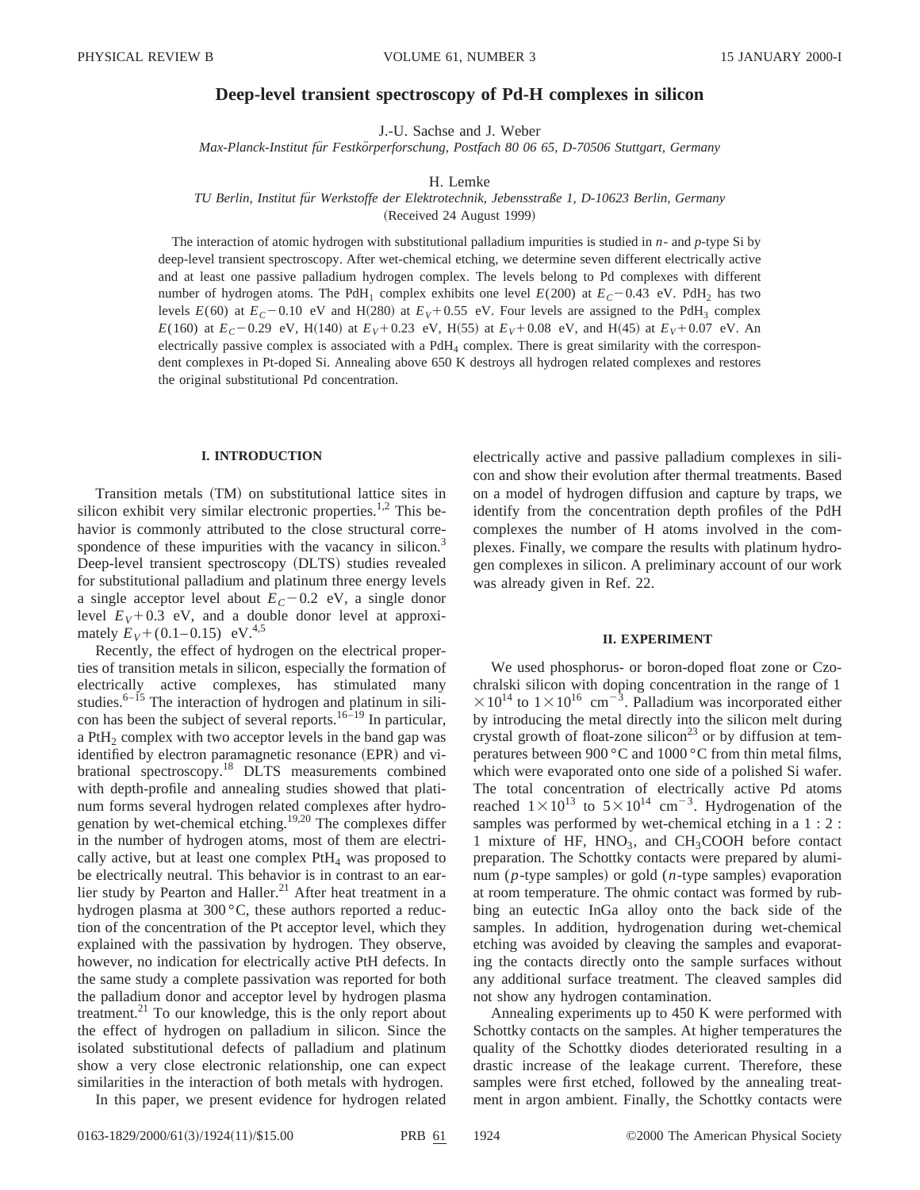# Deep-level transient spectroscopy of Pd-H complexes in silicon

J.-U. Sachse and J. Weber

*Max-Planck-Institut für Festkörperforschung, Postfach 80 06 65, D-70506 Stuttgart, Germany*

H. Lemke

*TU Berlin, Institut für Werkstoffe der Elektrotechnik, Jebensstraße 1, D-10623 Berlin, Germany*

(Received 24 August 1999)

The interaction of atomic hydrogen with substitutional palladium impurities is studied in *n*- and *p*-type Si by deep-level transient spectroscopy. After wet-chemical etching, we determine seven different electrically active and at least one passive palladium hydrogen complex. The levels belong to Pd complexes with different number of hydrogen atoms. The $PdH_1$ complex exhibits one level $E(200)$ at $E_C-0.43$ eV. $PdH_2$ has two levels $E(60)$ at $E_C-0.10$ eV and H(280) at $E_V+0.55$ eV. Four levels are assigned to the $PdH_3$ complex $E(160)$ at $E_C-0.29$ eV, H(140) at $E_V+0.23$ eV, H(55) at $E_V+0.08$ eV, and H(45) at $E_V+0.07$ eV. An electrically passive complex is associated with a $PdH_4$ complex. There is great similarity with the correspondent complexes in Pt-doped Si. Annealing above 650 K destroys all hydrogen related complexes and restores the original substitutional Pd concentration.

## I. INTRODUCTION

Transition metals (TM) on substitutional lattice sites in silicon exhibit very similar electronic properties.[1,2] This behavior is commonly attributed to the close structural correspondence of these impurities with the vacancy in silicon.[3] Deep-level transient spectroscopy (DLTS) studies revealed for substitutional palladium and platinum three energy levels a single acceptor level about $E_C-0.2$ eV, a single donor level $E_V+0.3$ eV, and a double donor level at approximately $E_V+(0.1\text{–}0.15)$ eV.[4,5]

Recently, the effect of hydrogen on the electrical properties of transition metals in silicon, especially the formation of electrically active complexes, has stimulated many studies.[6–15] The interaction of hydrogen and platinum in silicon has been the subject of several reports.[16–19] In particular, a $PtH_2$ complex with two acceptor levels in the band gap was identified by electron paramagnetic resonance (EPR) and vibrational spectroscopy.[18] DLTS measurements combined with depth-profile and annealing studies showed that platinum forms several hydrogen related complexes after hydrogenation by wet-chemical etching.[19,20] The complexes differ in the number of hydrogen atoms, most of them are electrically active, but at least one complex $PtH_4$ was proposed to be electrically neutral. This behavior is in contrast to an earlier study by Pearton and Haller.[21] After heat treatment in a hydrogen plasma at 300 °C, these authors reported a reduction of the concentration of the Pt acceptor level, which they explained with the passivation by hydrogen. They observe, however, no indication for electrically active PtH defects. In the same study a complete passivation was reported for both the palladium donor and acceptor level by hydrogen plasma treatment.[21] To our knowledge, this is the only report about the effect of hydrogen on palladium in silicon. Since the isolated substitutional defects of palladium and platinum show a very close electronic relationship, one can expect similarities in the interaction of both metals with hydrogen.

In this paper, we present evidence for hydrogen related electrically active and passive palladium complexes in silicon and show their evolution after thermal treatments. Based on a model of hydrogen diffusion and capture by traps, we identify from the concentration depth profiles of the PdH complexes the number of H atoms involved in the complexes. Finally, we compare the results with platinum hydrogen complexes in silicon. A preliminary account of our work was already given in Ref. 22.

## II. EXPERIMENT

We used phosphorus- or boron-doped float zone or Czochralski silicon with doping concentration in the range of $1\times10^{14}$ to $1\times10^{16}$ cm$^{-3}$. Palladium was incorporated either by introducing the metal directly into the silicon melt during crystal growth of float-zone silicon[23] or by diffusion at temperatures between 900 °C and 1000 °C from thin metal films, which were evaporated onto one side of a polished Si wafer. The total concentration of electrically active Pd atoms reached $1\times10^{13}$ to $5\times10^{14}$ cm$^{-3}$. Hydrogenation of the samples was performed by wet-chemical etching in a 1 : 2 : 1 mixture of HF, $HNO_3$, and $CH_3COOH$ before contact preparation. The Schottky contacts were prepared by aluminum (*p*-type samples) or gold (*n*-type samples) evaporation at room temperature. The ohmic contact was formed by rubbing an eutectic InGa alloy onto the back side of the samples. In addition, hydrogenation during wet-chemical etching was avoided by cleaving the samples and evaporating the contacts directly onto the sample surfaces without any additional surface treatment. The cleaved samples did not show any hydrogen contamination.

Annealing experiments up to 450 K were performed with Schottky contacts on the samples. At higher temperatures the quality of the Schottky diodes deteriorated resulting in a drastic increase of the leakage current. Therefore, these samples were first etched, followed by the annealing treatment in argon ambient. Finally, the Schottky contacts were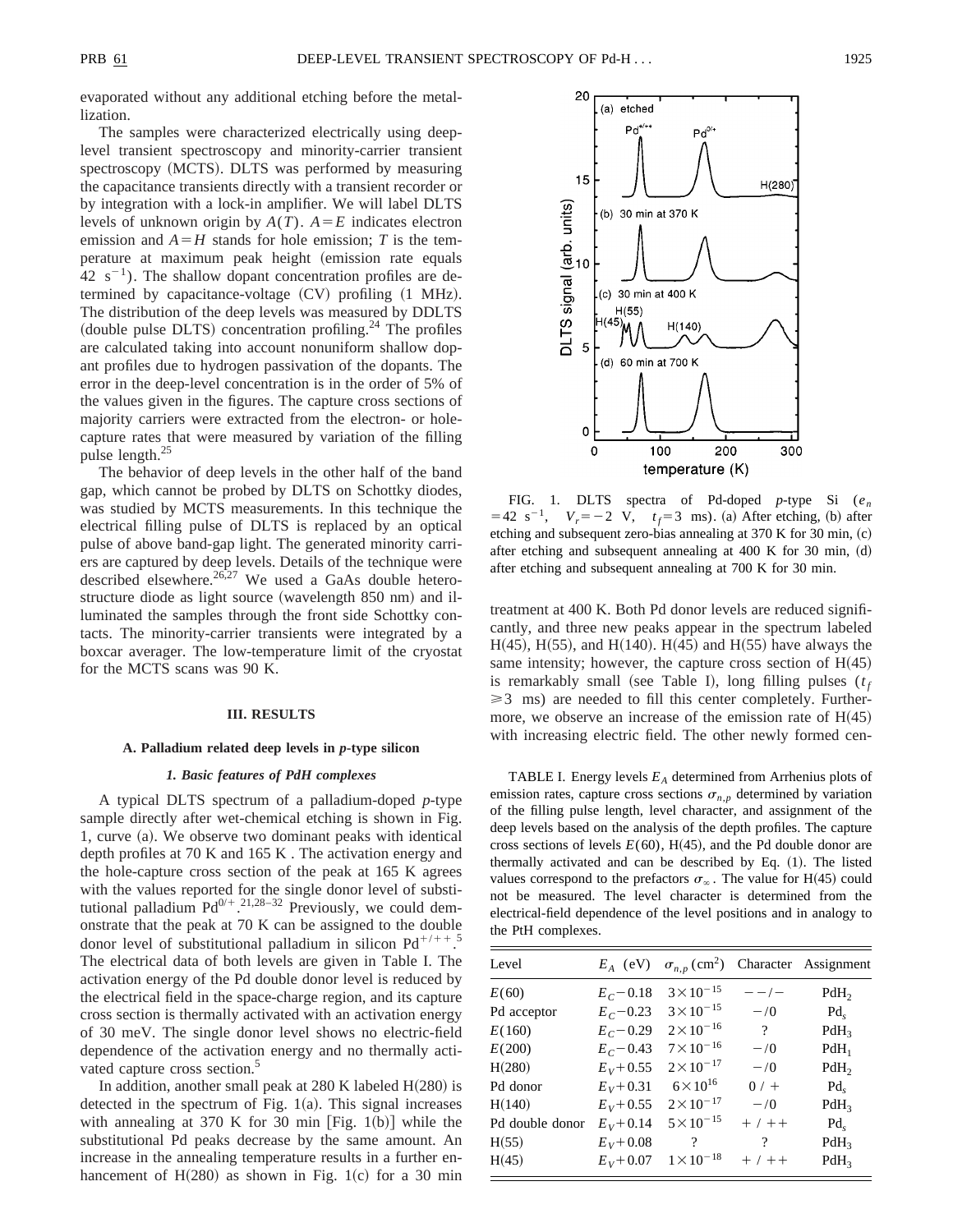evaporated without any additional etching before the metallization.

The samples were characterized electrically using deep-level transient spectroscopy and minority-carrier transient spectroscopy (MCTS). DLTS was performed by measuring the capacitance transients directly with a transient recorder or by integration with a lock-in amplifier. We will label DLTS levels of unknown origin by $A(T)$. $A=E$ indicates electron emission and $A=H$ stands for hole emission; $T$ is the temperature at maximum peak height (emission rate equals $42\ s^{-1}$). The shallow dopant concentration profiles are determined by capacitance-voltage (CV) profiling (1 MHz). The distribution of the deep levels was measured by DDLTS (double pulse DLTS) concentration profiling.[24] The profiles are calculated taking into account nonuniform shallow dopant profiles due to hydrogen passivation of the dopants. The error in the deep-level concentration is in the order of 5% of the values given in the figures. The capture cross sections of majority carriers were extracted from the electron- or hole-capture rates that were measured by variation of the filling pulse length.[25]

The behavior of deep levels in the other half of the band gap, which cannot be probed by DLTS on Schottky diodes, was studied by MCTS measurements. In this technique the electrical filling pulse of DLTS is replaced by an optical pulse of above band-gap light. The generated minority carriers are captured by deep levels. Details of the technique were described elsewhere.[26,27] We used a GaAs double heterostructure diode as light source (wavelength 850 nm) and illuminated the samples through the front side Schottky contacts. The minority-carrier transients were integrated by a boxcar averager. The low-temperature limit of the cryostat for the MCTS scans was 90 K.

## III. RESULTS

### A. Palladium related deep levels in *p*-type silicon

#### 1. Basic features of PdH complexes

A typical DLTS spectrum of a palladium-doped *p*-type sample directly after wet-chemical etching is shown in Fig. 1, curve (a). We observe two dominant peaks with identical depth profiles at 70 K and 165 K . The activation energy and the hole-capture cross section of the peak at 165 K agrees with the values reported for the single donor level of substitutional palladium $Pd^{0/+}$.[21,28–32] Previously, we could demonstrate that the peak at 70 K can be assigned to the double donor level of substitutional palladium in silicon $Pd^{+/++}$.[5] The electrical data of both levels are given in Table I. The activation energy of the Pd double donor level is reduced by the electrical field in the space-charge region, and its capture cross section is thermally activated with an activation energy of 30 meV. The single donor level shows no electric-field dependence of the activation energy and no thermally activated capture cross section.[5]

In addition, another small peak at 280 K labeled H(280) is detected in the spectrum of Fig. 1(a). This signal increases with annealing at 370 K for 30 min [Fig. 1(b)] while the substitutional Pd peaks decrease by the same amount. An increase in the annealing temperature results in a further enhancement of H(280) as shown in Fig. 1(c) for a 30 min treatment at 400 K. Both Pd donor levels are reduced significantly, and three new peaks appear in the spectrum labeled H(45), H(55), and H(140). H(45) and H(55) have always the same intensity; however, the capture cross section of H(45) is remarkably small (see Table I), long filling pulses ($t_f \geq 3$ ms) are needed to fill this center completely. Furthermore, we observe an increase of the emission rate of H(45) with increasing electric field. The other newly formed cen-

FIG. 1. DLTS spectra of Pd-doped *p*-type Si ($e_n = 42\ s^{-1}$, $V_r = -2$ V, $t_f = 3$ ms). (a) After etching, (b) after etching and subsequent zero-bias annealing at 370 K for 30 min, (c) after etching and subsequent annealing at 400 K for 30 min, (d) after etching and subsequent annealing at 700 K for 30 min.

TABLE I. Energy levels $E_A$ determined from Arrhenius plots of emission rates, capture cross sections $\sigma_{n,p}$ determined by variation of the filling pulse length, level character, and assignment of the deep levels based on the analysis of the depth profiles. The capture cross sections of levels $E(60)$, H(45), and the Pd double donor are thermally activated and can be described by Eq. (1). The listed values correspond to the prefactors $\sigma_\infty$. The value for H(45) could not be measured. The level character is determined from the electrical-field dependence of the level positions and in analogy to the PtH complexes.

| Level | $E_A$ (eV) | $\sigma_{n,p}$ (cm$^2$) | Character | Assignment |
|---|---|---|---|---|
| $E(60)$ | $E_C-0.18$ | $3\times10^{-15}$ | $--/-$ | $PdH_2$ |
| Pd acceptor | $E_C-0.23$ | $3\times10^{-15}$ | $-/0$ | $Pd_s$ |
| $E(160)$ | $E_C-0.29$ | $2\times10^{-16}$ | ? | $PdH_3$ |
| $E(200)$ | $E_C-0.43$ | $7\times10^{-16}$ | $-/0$ | $PdH_1$ |
| H(280) | $E_V+0.55$ | $2\times10^{-17}$ | $-/0$ | $PdH_2$ |
| Pd donor | $E_V+0.31$ | $6\times10^{16}$ | $0/+$ | $Pd_s$ |
| H(140) | $E_V+0.55$ | $2\times10^{-17}$ | $-/0$ | $PdH_3$ |
| Pd double donor | $E_V+0.14$ | $5\times10^{-15}$ | $+/++$ | $Pd_s$ |
| H(55) | $E_V+0.08$ | ? | ? | $PdH_3$ |
| H(45) | $E_V+0.07$ | $1\times10^{-18}$ | $+/++$ | $PdH_3$ |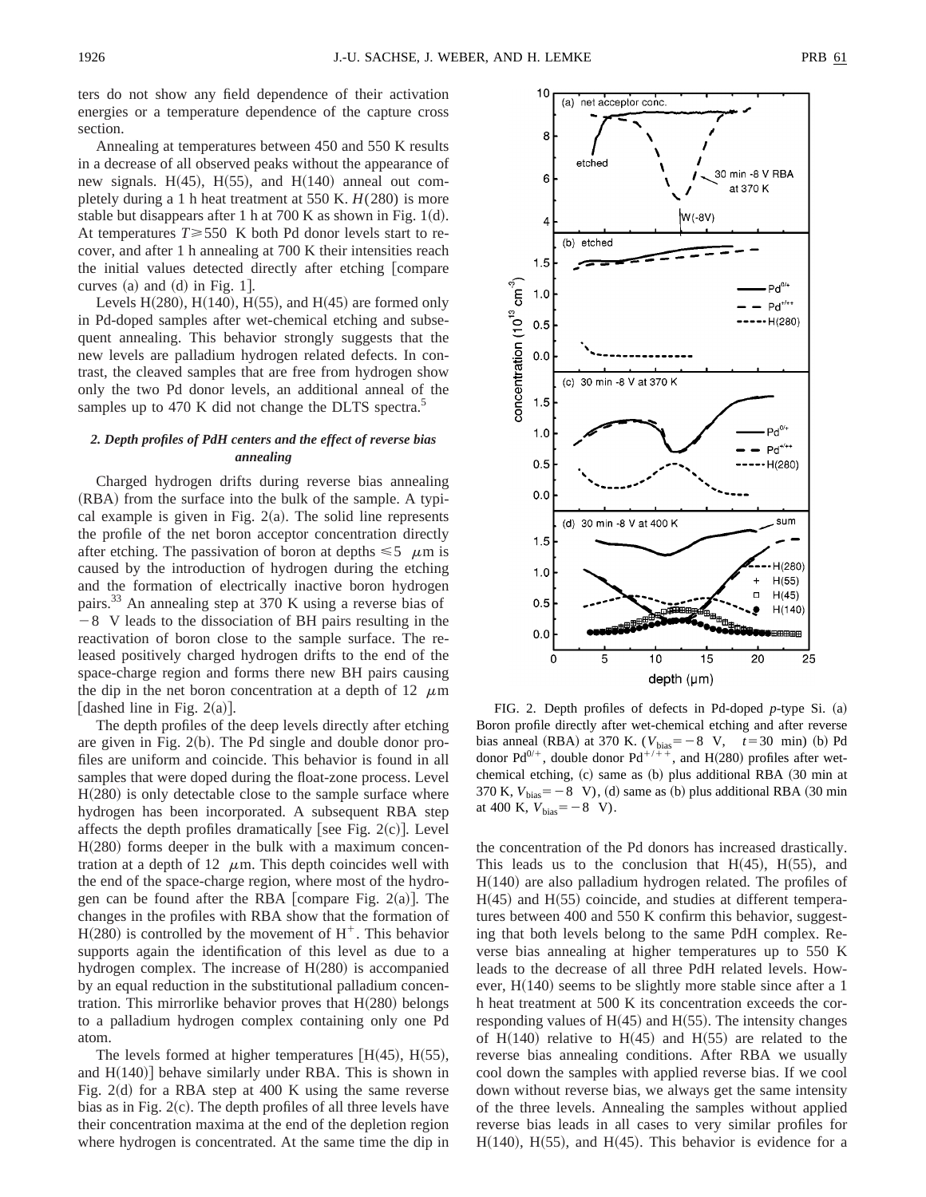ters do not show any field dependence of their activation energies or a temperature dependence of the capture cross section.

Annealing at temperatures between 450 and 550 K results in a decrease of all observed peaks without the appearance of new signals. H(45), H(55), and H(140) anneal out completely during a 1 h heat treatment at 550 K. *H*(280) is more stable but disappears after 1 h at 700 K as shown in Fig. 1(d). At temperatures $T \geq 550$ K both Pd donor levels start to recover, and after 1 h annealing at 700 K their intensities reach the initial values detected directly after etching [compare curves (a) and (d) in Fig. 1].

Levels H(280), H(140), H(55), and H(45) are formed only in Pd-doped samples after wet-chemical etching and subsequent annealing. This behavior strongly suggests that the new levels are palladium hydrogen related defects. In contrast, the cleaved samples that are free from hydrogen show only the two Pd donor levels, an additional anneal of the samples up to 470 K did not change the DLTS spectra.[5]

### 2. Depth profiles of PdH centers and the effect of reverse bias annealing

Charged hydrogen drifts during reverse bias annealing (RBA) from the surface into the bulk of the sample. A typical example is given in Fig. 2(a). The solid line represents the profile of the net boron acceptor concentration directly after etching. The passivation of boron at depths $\leq 5$ $\mu$m is caused by the introduction of hydrogen during the etching and the formation of electrically inactive boron hydrogen pairs.[33] An annealing step at 370 K using a reverse bias of $-8$ V leads to the dissociation of BH pairs resulting in the reactivation of boron close to the sample surface. The released positively charged hydrogen drifts to the end of the space-charge region and forms there new BH pairs causing the dip in the net boron concentration at a depth of 12 $\mu$m [dashed line in Fig. 2(a)].

The depth profiles of the deep levels directly after etching are given in Fig. 2(b). The Pd single and double donor profiles are uniform and coincide. This behavior is found in all samples that were doped during the float-zone process. Level H(280) is only detectable close to the sample surface where hydrogen has been incorporated. A subsequent RBA step affects the depth profiles dramatically [see Fig. 2(c)]. Level H(280) forms deeper in the bulk with a maximum concentration at a depth of 12 $\mu$m. This depth coincides well with the end of the space-charge region, where most of the hydrogen can be found after the RBA [compare Fig. 2(a)]. The changes in the profiles with RBA show that the formation of H(280) is controlled by the movement of $H^+$. This behavior supports again the identification of this level as due to a hydrogen complex. The increase of H(280) is accompanied by an equal reduction in the substitutional palladium concentration. This mirrorlike behavior proves that H(280) belongs to a palladium hydrogen complex containing only one Pd atom.

The levels formed at higher temperatures [H(45), H(55), and H(140)] behave similarly under RBA. This is shown in Fig. 2(d) for a RBA step at 400 K using the same reverse bias as in Fig. 2(c). The depth profiles of all three levels have their concentration maxima at the end of the depletion region where hydrogen is concentrated. At the same time the dip in the concentration of the Pd donors has increased drastically. This leads us to the conclusion that H(45), H(55), and H(140) are also palladium hydrogen related. The profiles of H(45) and H(55) coincide, and studies at different temperatures between 400 and 550 K confirm this behavior, suggesting that both levels belong to the same PdH complex. Reverse bias annealing at higher temperatures up to 550 K leads to the decrease of all three PdH related levels. However, H(140) seems to be slightly more stable since after a 1 h heat treatment at 500 K its concentration exceeds the corresponding values of H(45) and H(55). The intensity changes of H(140) relative to H(45) and H(55) are related to the reverse bias annealing conditions. After RBA we usually cool down the samples with applied reverse bias. If we cool down without reverse bias, we always get the same intensity of the three levels. Annealing the samples without applied reverse bias leads in all cases to very similar profiles for H(140), H(55), and H(45). This behavior is evidence for a

FIG. 2. Depth profiles of defects in Pd-doped *p*-type Si. (a) Boron profile directly after wet-chemical etching and after reverse bias anneal (RBA) at 370 K. ($V_{bias} = -8$ V, $t = 30$ min) (b) Pd donor $Pd^{0/+}$, double donor $Pd^{+/++}$, and H(280) profiles after wet-chemical etching, (c) same as (b) plus additional RBA (30 min at 370 K, $V_{bias} = -8$ V), (d) same as (b) plus additional RBA (30 min at 400 K, $V_{bias} = -8$ V).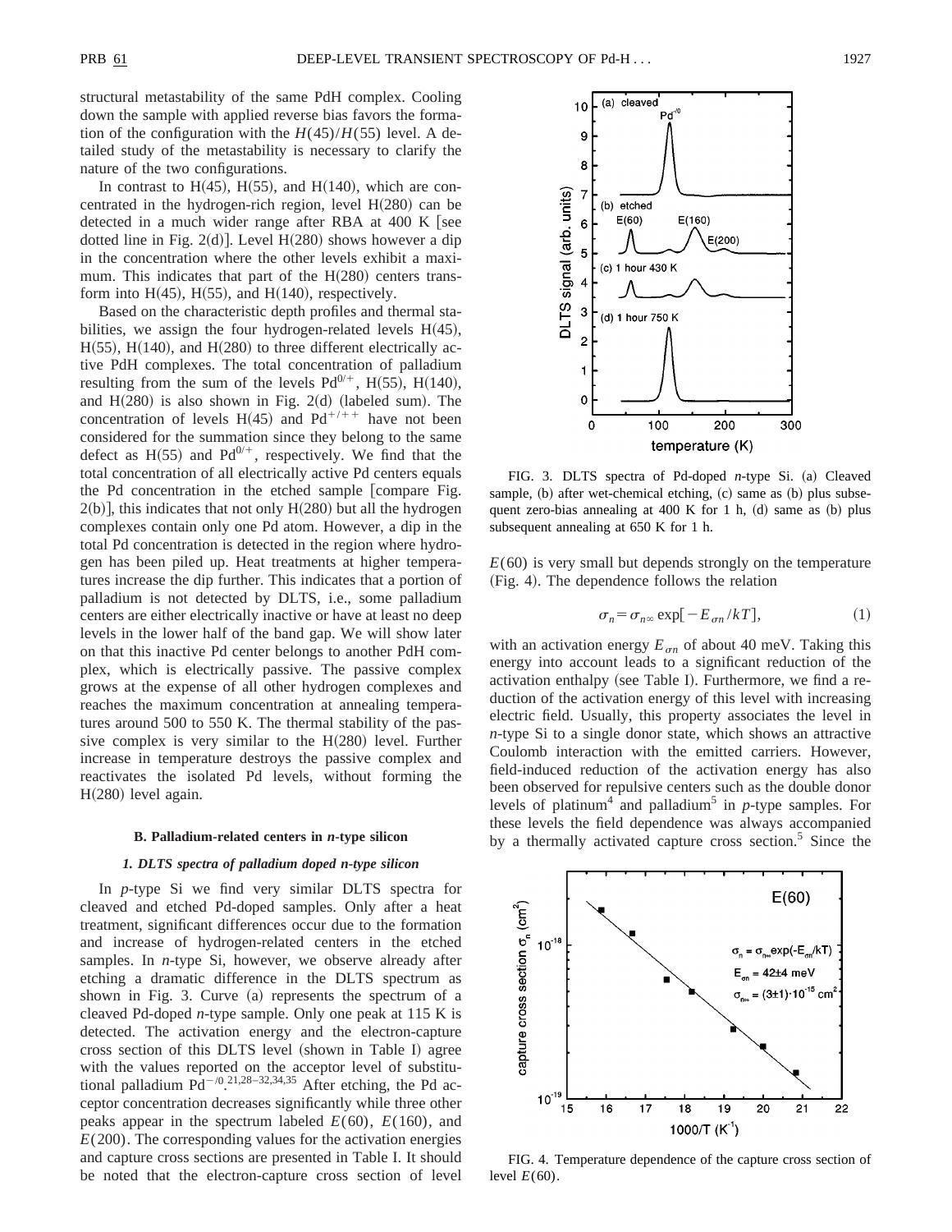structural metastability of the same PdH complex. Cooling down the sample with applied reverse bias favors the formation of the configuration with the $H(45)/H(55)$ level. A detailed study of the metastability is necessary to clarify the nature of the two configurations.

In contrast to H(45), H(55), and H(140), which are concentrated in the hydrogen-rich region, level H(280) can be detected in a much wider range after RBA at 400 K [see dotted line in Fig. 2(d)]. Level H(280) shows however a dip in the concentration where the other levels exhibit a maximum. This indicates that part of the H(280) centers transform into H(45), H(55), and H(140), respectively.

Based on the characteristic depth profiles and thermal stabilities, we assign the four hydrogen-related levels H(45), H(55), H(140), and H(280) to three different electrically active PdH complexes. The total concentration of palladium resulting from the sum of the levels $Pd^{0/+}$, H(55), H(140), and H(280) is also shown in Fig. 2(d) (labeled sum). The concentration of levels H(45) and $Pd^{+/++}$ have not been considered for the summation since they belong to the same defect as H(55) and $Pd^{0/+}$, respectively. We find that the total concentration of all electrically active Pd centers equals the Pd concentration in the etched sample [compare Fig. 2(b)], this indicates that not only H(280) but all the hydrogen complexes contain only one Pd atom. However, a dip in the total Pd concentration is detected in the region where hydrogen has been piled up. Heat treatments at higher temperatures increase the dip further. This indicates that a portion of palladium is not detected by DLTS, i.e., some palladium centers are either electrically inactive or have at least no deep levels in the lower half of the band gap. We will show later on that this inactive Pd center belongs to another PdH complex, which is electrically passive. The passive complex grows at the expense of all other hydrogen complexes and reaches the maximum concentration at annealing temperatures around 500 to 550 K. The thermal stability of the passive complex is very similar to the H(280) level. Further increase in temperature destroys the passive complex and reactivates the isolated Pd levels, without forming the H(280) level again.

### B. Palladium-related centers in *n*-type silicon

#### 1. DLTS spectra of palladium doped *n*-type silicon

In *p*-type Si we find very similar DLTS spectra for cleaved and etched Pd-doped samples. Only after a heat treatment, significant differences occur due to the formation and increase of hydrogen-related centers in the etched samples. In *n*-type Si, however, we observe already after etching a dramatic difference in the DLTS spectrum as shown in Fig. 3. Curve (a) represents the spectrum of a cleaved Pd-doped *n*-type sample. Only one peak at 115 K is detected. The activation energy and the electron-capture cross section of this DLTS level (shown in Table I) agree with the values reported on the acceptor level of substitutional palladium $Pd^{-/0}$.[21,28–32,34,35] After etching, the Pd acceptor concentration decreases significantly while three other peaks appear in the spectrum labeled $E(60)$, $E(160)$, and $E(200)$. The corresponding values for the activation energies and capture cross sections are presented in Table I. It should be noted that the electron-capture cross section of level $E(60)$ is very small but depends strongly on the temperature (Fig. 4). The dependence follows the relation

$$\sigma_n = \sigma_{n\infty} \exp[-E_{\sigma n}/kT], \tag{1}$$

with an activation energy $E_{\sigma n}$ of about 40 meV. Taking this energy into account leads to a significant reduction of the activation enthalpy (see Table I). Furthermore, we find a reduction of the activation energy of this level with increasing electric field. Usually, this property associates the level in *n*-type Si to a single donor state, which shows an attractive Coulomb interaction with the emitted carriers. However, field-induced reduction of the activation energy has also been observed for repulsive centers such as the double donor levels of platinum[4] and palladium[5] in *p*-type samples. For these levels the field dependence was always accompanied by a thermally activated capture cross section.[5] Since the

FIG. 3. DLTS spectra of Pd-doped *n*-type Si. (a) Cleaved sample, (b) after wet-chemical etching, (c) same as (b) plus subsequent zero-bias annealing at 400 K for 1 h, (d) same as (b) plus subsequent annealing at 650 K for 1 h.

FIG. 4. Temperature dependence of the capture cross section of level $E(60)$.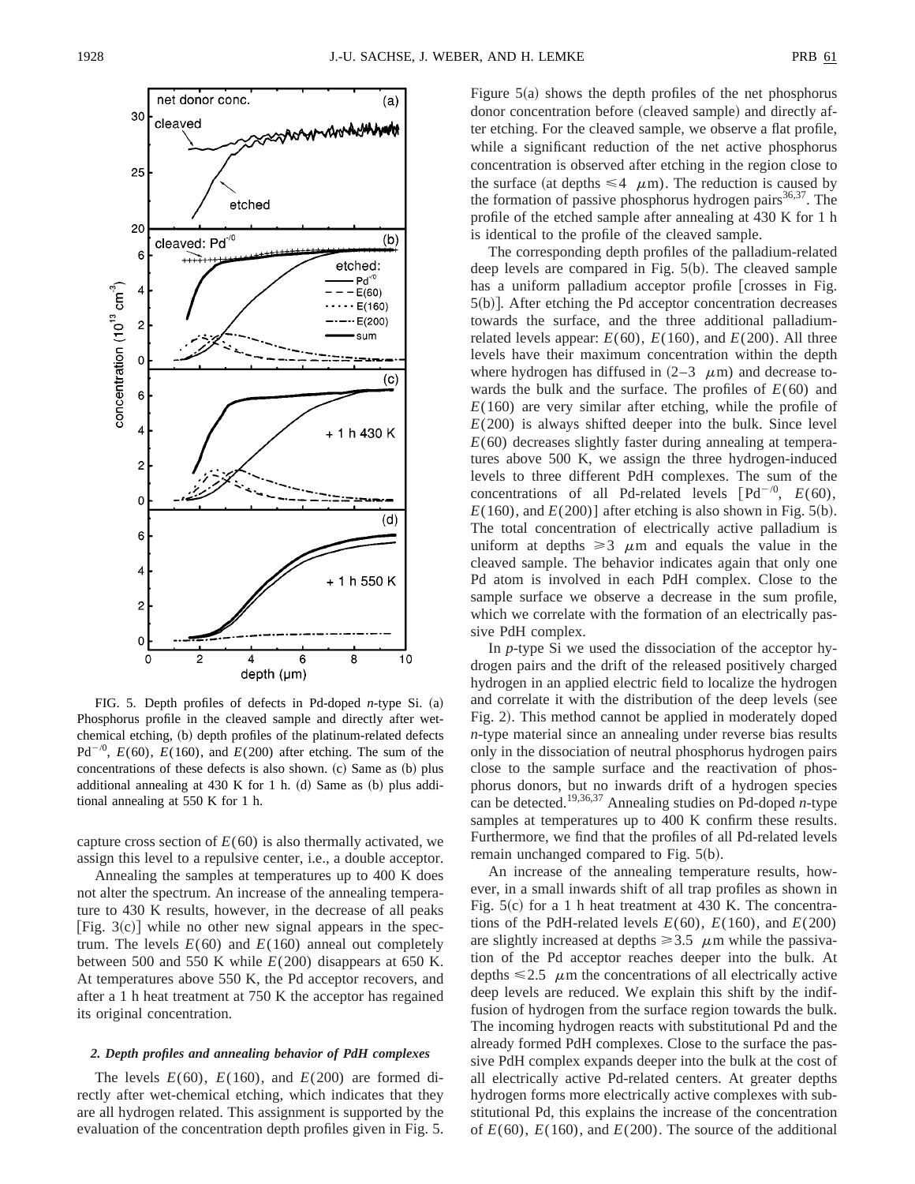FIG. 5. Depth profiles of defects in Pd-doped *n*-type Si. (a) Phosphorus profile in the cleaved sample and directly after wet-chemical etching, (b) depth profiles of the platinum-related defects $Pd^{-/0}$, $E(60)$, $E(160)$, and $E(200)$ after etching. The sum of the concentrations of these defects is also shown. (c) Same as (b) plus additional annealing at 430 K for 1 h. (d) Same as (b) plus additional annealing at 550 K for 1 h.

capture cross section of $E(60)$ is also thermally activated, we assign this level to a repulsive center, i.e., a double acceptor.

Annealing the samples at temperatures up to 400 K does not alter the spectrum. An increase of the annealing temperature to 430 K results, however, in the decrease of all peaks [Fig. 3(c)] while no other new signal appears in the spectrum. The levels $E(60)$ and $E(160)$ anneal out completely between 500 and 550 K while $E(200)$ disappears at 650 K. At temperatures above 550 K, the Pd acceptor recovers, and after a 1 h heat treatment at 750 K the acceptor has regained its original concentration.

#### 2. Depth profiles and annealing behavior of PdH complexes

The levels $E(60)$, $E(160)$, and $E(200)$ are formed directly after wet-chemical etching, which indicates that they are all hydrogen related. This assignment is supported by the evaluation of the concentration depth profiles given in Fig. 5. Figure 5(a) shows the depth profiles of the net phosphorus donor concentration before (cleaved sample) and directly after etching. For the cleaved sample, we observe a flat profile, while a significant reduction of the net active phosphorus concentration is observed after etching in the region close to the surface (at depths $\leq 4$ $\mu$m). The reduction is caused by the formation of passive phosphorus hydrogen pairs[36,37]. The profile of the etched sample after annealing at 430 K for 1 h is identical to the profile of the cleaved sample.

The corresponding depth profiles of the palladium-related deep levels are compared in Fig. 5(b). The cleaved sample has a uniform palladium acceptor profile [crosses in Fig. 5(b)]. After etching the Pd acceptor concentration decreases towards the surface, and the three additional palladium-related levels appear: $E(60)$, $E(160)$, and $E(200)$. All three levels have their maximum concentration within the depth where hydrogen has diffused in (2–3 $\mu$m) and decrease towards the bulk and the surface. The profiles of $E(60)$ and $E(160)$ are very similar after etching, while the profile of $E(200)$ is always shifted deeper into the bulk. Since level $E(60)$ decreases slightly faster during annealing at temperatures above 500 K, we assign the three hydrogen-induced levels to three different PdH complexes. The sum of the concentrations of all Pd-related levels [$Pd^{-/0}$, $E(60)$, $E(160)$, and $E(200)$] after etching is also shown in Fig. 5(b). The total concentration of electrically active palladium is uniform at depths $\geq 3$ $\mu$m and equals the value in the cleaved sample. The behavior indicates again that only one Pd atom is involved in each PdH complex. Close to the sample surface we observe a decrease in the sum profile, which we correlate with the formation of an electrically passive PdH complex.

In *p*-type Si we used the dissociation of the acceptor hydrogen pairs and the drift of the released positively charged hydrogen in an applied electric field to localize the hydrogen and correlate it with the distribution of the deep levels (see Fig. 2). This method cannot be applied in moderately doped *n*-type material since an annealing under reverse bias results only in the dissociation of neutral phosphorus hydrogen pairs close to the sample surface and the reactivation of phosphorus donors, but no inwards drift of a hydrogen species can be detected.[19,36,37] Annealing studies on Pd-doped *n*-type samples at temperatures up to 400 K confirm these results. Furthermore, we find that the profiles of all Pd-related levels remain unchanged compared to Fig. 5(b).

An increase of the annealing temperature results, however, in a small inwards shift of all trap profiles as shown in Fig. 5(c) for a 1 h heat treatment at 430 K. The concentrations of the PdH-related levels $E(60)$, $E(160)$, and $E(200)$ are slightly increased at depths $\geq 3.5$ $\mu$m while the passivation of the Pd acceptor reaches deeper into the bulk. At depths $\leq 2.5$ $\mu$m the concentrations of all electrically active deep levels are reduced. We explain this shift by the indiffusion of hydrogen from the surface region towards the bulk. The incoming hydrogen reacts with substitutional Pd and the already formed PdH complexes. Close to the surface the passive PdH complex expands deeper into the bulk at the cost of all electrically active Pd-related centers. At greater depths hydrogen forms more electrically active complexes with substitutional Pd, this explains the increase of the concentration of $E(60)$, $E(160)$, and $E(200)$. The source of the additional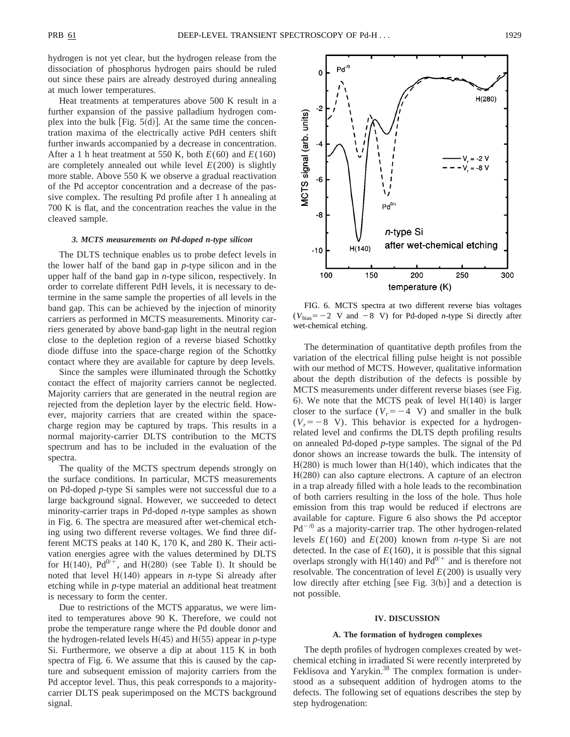hydrogen is not yet clear, but the hydrogen release from the dissociation of phosphorus hydrogen pairs should be ruled out since these pairs are already destroyed during annealing at much lower temperatures.

Heat treatments at temperatures above 500 K result in a further expansion of the passive palladium hydrogen complex into the bulk [Fig. 5(d)]. At the same time the concentration maxima of the electrically active PdH centers shift further inwards accompanied by a decrease in concentration. After a 1 h heat treatment at 550 K, both $E(60)$ and $E(160)$ are completely annealed out while level $E(200)$ is slightly more stable. Above 550 K we observe a gradual reactivation of the Pd acceptor concentration and a decrease of the passive complex. The resulting Pd profile after 1 h annealing at 700 K is flat, and the concentration reaches the value in the cleaved sample.

### 3. MCTS measurements on Pd-doped n-type silicon

The DLTS technique enables us to probe defect levels in the lower half of the band gap in *p*-type silicon and in the upper half of the band gap in *n*-type silicon, respectively. In order to correlate different PdH levels, it is necessary to determine in the same sample the properties of all levels in the band gap. This can be achieved by the injection of minority carriers as performed in MCTS measurements. Minority carriers generated by above band-gap light in the neutral region close to the depletion region of a reverse biased Schottky diode diffuse into the space-charge region of the Schottky contact where they are available for capture by deep levels.

Since the samples were illuminated through the Schottky contact the effect of majority carriers cannot be neglected. Majority carriers that are generated in the neutral region are rejected from the depletion layer by the electric field. However, majority carriers that are created within the space-charge region may be captured by traps. This results in a normal majority-carrier DLTS contribution to the MCTS spectrum and has to be included in the evaluation of the spectra.

The quality of the MCTS spectrum depends strongly on the surface conditions. In particular, MCTS measurements on Pd-doped *p*-type Si samples were not successful due to a large background signal. However, we succeeded to detect minority-carrier traps in Pd-doped *n*-type samples as shown in Fig. 6. The spectra are measured after wet-chemical etching using two different reverse voltages. We find three different MCTS peaks at 140 K, 170 K, and 280 K. Their activation energies agree with the values determined by DLTS for H(140), $Pd^{0/+}$, and H(280) (see Table I). It should be noted that level H(140) appears in *n*-type Si already after etching while in *p*-type material an additional heat treatment is necessary to form the center.

Due to restrictions of the MCTS apparatus, we were limited to temperatures above 90 K. Therefore, we could not probe the temperature range where the Pd double donor and the hydrogen-related levels H(45) and H(55) appear in *p*-type Si. Furthermore, we observe a dip at about 115 K in both spectra of Fig. 6. We assume that this is caused by the capture and subsequent emission of majority carriers from the Pd acceptor level. Thus, this peak corresponds to a majority-carrier DLTS peak superimposed on the MCTS background signal.

FIG. 6. MCTS spectra at two different reverse bias voltages ($V_{\mathrm{bias}} = -2$ V and $-8$ V) for Pd-doped *n*-type Si directly after wet-chemical etching.

The determination of quantitative depth profiles from the variation of the electrical filling pulse height is not possible with our method of MCTS. However, qualitative information about the depth distribution of the defects is possible by MCTS measurements under different reverse biases (see Fig. 6). We note that the MCTS peak of level H(140) is larger closer to the surface ($V_r = -4$ V) and smaller in the bulk ($V_r = -8$ V). This behavior is expected for a hydrogen-related level and confirms the DLTS depth profiling results on annealed Pd-doped *p*-type samples. The signal of the Pd donor shows an increase towards the bulk. The intensity of H(280) is much lower than H(140), which indicates that the H(280) can also capture electrons. A capture of an electron in a trap already filled with a hole leads to the recombination of both carriers resulting in the loss of the hole. Thus hole emission from this trap would be reduced if electrons are available for capture. Figure 6 also shows the Pd acceptor $Pd^{-/0}$ as a majority-carrier trap. The other hydrogen-related levels $E(160)$ and $E(200)$ known from *n*-type Si are not detected. In the case of $E(160)$, it is possible that this signal overlaps strongly with H(140) and $Pd^{0/+}$ and is therefore not resolvable. The concentration of level $E(200)$ is usually very low directly after etching [see Fig. 3(b)] and a detection is not possible.

## IV. DISCUSSION

### A. The formation of hydrogen complexes

The depth profiles of hydrogen complexes created by wet-chemical etching in irradiated Si were recently interpreted by Feklisova and Yarykin.[38] The complex formation is understood as a subsequent addition of hydrogen atoms to the defects. The following set of equations describes the step by step hydrogenation: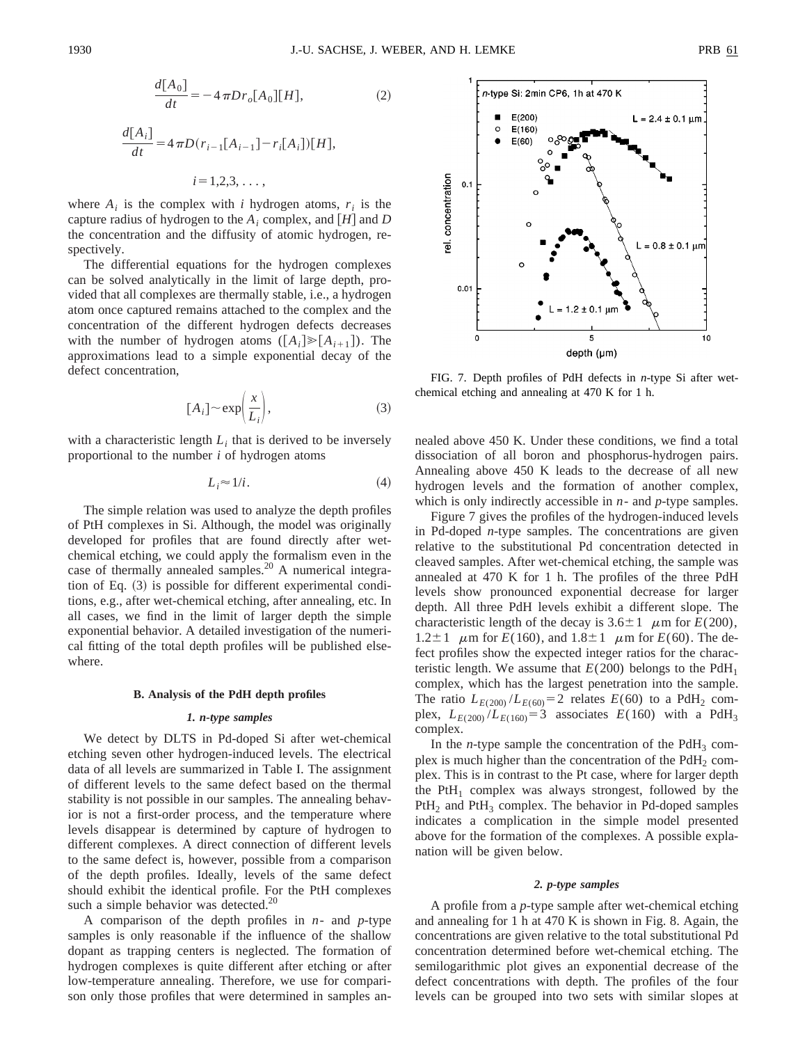$$\frac{d[A_0]}{dt} = -4\pi D r_o [A_0][H], \tag{2}$$

$$\frac{d[A_i]}{dt} = 4\pi D (r_{i-1}[A_{i-1}] - r_i[A_i])[H],$$

$$i = 1,2,3, \ldots,$$

where $A_i$ is the complex with $i$ hydrogen atoms, $r_i$ is the capture radius of hydrogen to the $A_i$ complex, and $[H]$ and $D$ the concentration and the diffusity of atomic hydrogen, respectively.

The differential equations for the hydrogen complexes can be solved analytically in the limit of large depth, provided that all complexes are thermally stable, i.e., a hydrogen atom once captured remains attached to the complex and the concentration of the different hydrogen defects decreases with the number of hydrogen atoms ($[A_i] \gg [A_{i+1}]$). The approximations lead to a simple exponential decay of the defect concentration,

$$[A_i] \sim \exp\left(\frac{x}{L_i}\right), \tag{3}$$

with a characteristic length $L_i$ that is derived to be inversely proportional to the number $i$ of hydrogen atoms

$$L_i \approx 1/i. \tag{4}$$

The simple relation was used to analyze the depth profiles of PtH complexes in Si. Although, the model was originally developed for profiles that are found directly after wet-chemical etching, we could apply the formalism even in the case of thermally annealed samples.[20] A numerical integration of Eq. (3) is possible for different experimental conditions, e.g., after wet-chemical etching, after annealing, etc. In all cases, we find in the limit of larger depth the simple exponential behavior. A detailed investigation of the numerical fitting of the total depth profiles will be published elsewhere.

### B. Analysis of the PdH depth profiles

#### 1. n-type samples

We detect by DLTS in Pd-doped Si after wet-chemical etching seven other hydrogen-induced levels. The electrical data of all levels are summarized in Table I. The assignment of different levels to the same defect based on the thermal stability is not possible in our samples. The annealing behavior is not a first-order process, and the temperature where levels disappear is determined by capture of hydrogen to different complexes. A direct connection of different levels to the same defect is, however, possible from a comparison of the depth profiles. Ideally, levels of the same defect should exhibit the identical profile. For the PtH complexes such a simple behavior was detected.[20]

A comparison of the depth profiles in $n$- and $p$-type samples is only reasonable if the influence of the shallow dopant as trapping centers is neglected. The formation of hydrogen complexes is quite different after etching or after low-temperature annealing. Therefore, we use for comparison only those profiles that were determined in samples annealed above 450 K. Under these conditions, we find a total dissociation of all boron and phosphorus-hydrogen pairs. Annealing above 450 K leads to the decrease of all new hydrogen levels and the formation of another complex, which is only indirectly accessible in $n$- and $p$-type samples.

FIG. 7. Depth profiles of PdH defects in $n$-type Si after wet-chemical etching and annealing at 470 K for 1 h.

Figure 7 gives the profiles of the hydrogen-induced levels in Pd-doped $n$-type samples. The concentrations are given relative to the substitutional Pd concentration detected in cleaved samples. After wet-chemical etching, the sample was annealed at 470 K for 1 h. The profiles of the three PdH levels show pronounced exponential decrease for larger depth. All three PdH levels exhibit a different slope. The characteristic length of the decay is $3.6\pm1$ $\mu$m for $E(200)$, $1.2\pm1$ $\mu$m for $E(160)$, and $1.8\pm1$ $\mu$m for $E(60)$. The defect profiles show the expected integer ratios for the characteristic length. We assume that $E(200)$ belongs to the $PdH_1$ complex, which has the largest penetration into the sample. The ratio $L_{E(200)}/L_{E(60)}=2$ relates $E(60)$ to a $PdH_2$ complex, $L_{E(200)}/L_{E(160)}=3$ associates $E(160)$ with a $PdH_3$ complex.

In the $n$-type sample the concentration of the $PdH_3$ complex is much higher than the concentration of the $PdH_2$ complex. This is in contrast to the Pt case, where for larger depth the $PtH_1$ complex was always strongest, followed by the $PtH_2$ and $PtH_3$ complex. The behavior in Pd-doped samples indicates a complication in the simple model presented above for the formation of the complexes. A possible explanation will be given below.

#### 2. p-type samples

A profile from a $p$-type sample after wet-chemical etching and annealing for 1 h at 470 K is shown in Fig. 8. Again, the concentrations are given relative to the total substitutional Pd concentration determined before wet-chemical etching. The semilogarithmic plot gives an exponential decrease of the defect concentrations with depth. The profiles of the four levels can be grouped into two sets with similar slopes at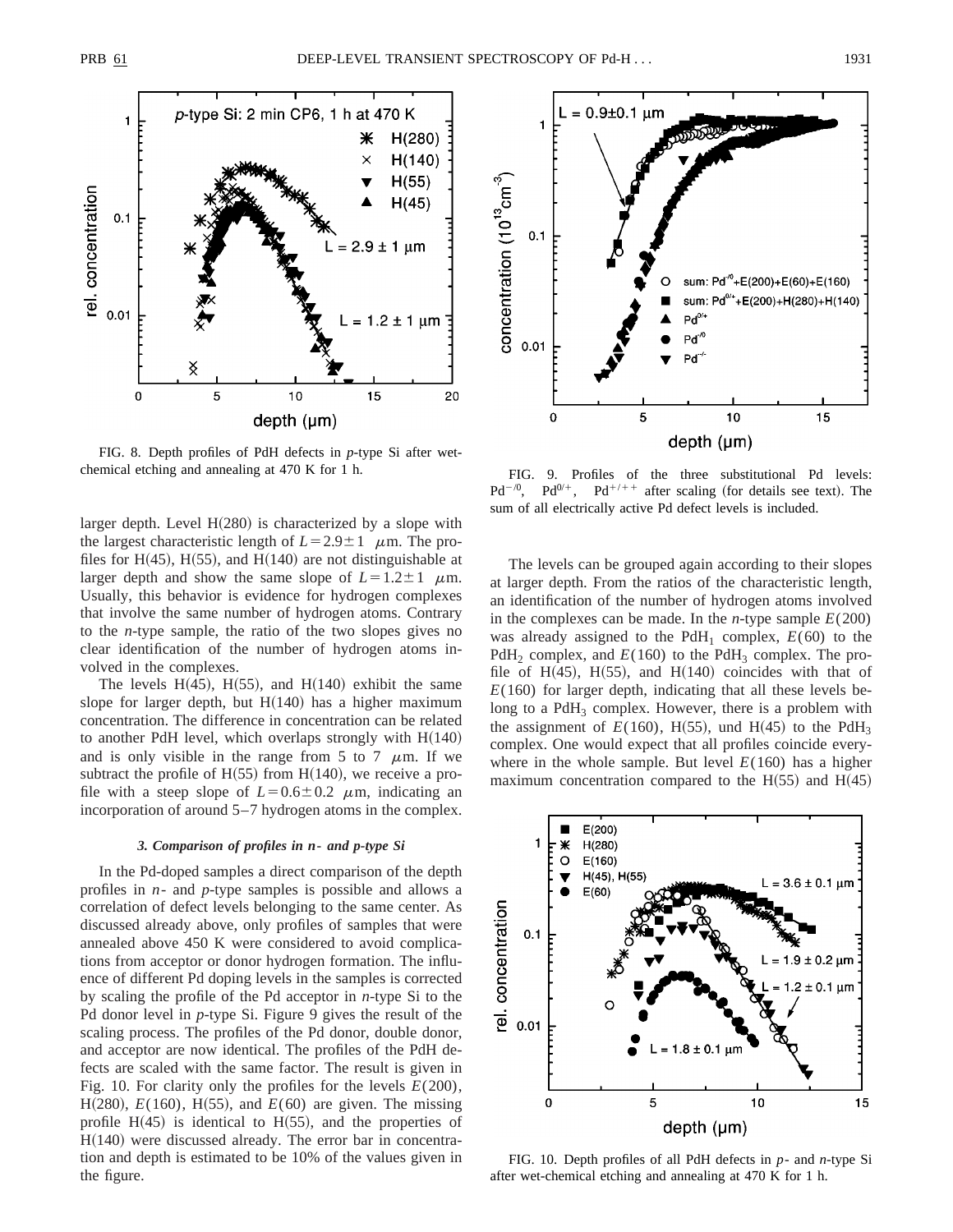FIG. 8. Depth profiles of PdH defects in *p*-type Si after wet-chemical etching and annealing at 470 K for 1 h.

larger depth. Level H(280) is characterized by a slope with the largest characteristic length of $L = 2.9 \pm 1$ $\mu$m. The profiles for H(45), H(55), and H(140) are not distinguishable at larger depth and show the same slope of $L = 1.2 \pm 1$ $\mu$m. Usually, this behavior is evidence for hydrogen complexes that involve the same number of hydrogen atoms. Contrary to the *n*-type sample, the ratio of the two slopes gives no clear identification of the number of hydrogen atoms involved in the complexes.

The levels H(45), H(55), and H(140) exhibit the same slope for larger depth, but H(140) has a higher maximum concentration. The difference in concentration can be related to another PdH level, which overlaps strongly with H(140) and is only visible in the range from 5 to 7 $\mu$m. If we subtract the profile of H(55) from H(140), we receive a profile with a steep slope of $L = 0.6 \pm 0.2$ $\mu$m, indicating an incorporation of around 5–7 hydrogen atoms in the complex.

### 3. Comparison of profiles in *n*- and *p*-type Si

In the Pd-doped samples a direct comparison of the depth profiles in *n*- and *p*-type samples is possible and allows a correlation of defect levels belonging to the same center. As discussed already above, only profiles of samples that were annealed above 450 K were considered to avoid complications from acceptor or donor hydrogen formation. The influence of different Pd doping levels in the samples is corrected by scaling the profile of the Pd acceptor in *n*-type Si to the Pd donor level in *p*-type Si. Figure 9 gives the result of the scaling process. The profiles of the Pd donor, double donor, and acceptor are now identical. The profiles of the PdH defects are scaled with the same factor. The result is given in Fig. 10. For clarity only the profiles for the levels $E(200)$, H(280), $E(160)$, H(55), and $E(60)$ are given. The missing profile H(45) is identical to H(55), and the properties of H(140) were discussed already. The error bar in concentration and depth is estimated to be 10% of the values given in the figure.

FIG. 9. Profiles of the three substitutional Pd levels: $Pd^{-/0}$, $Pd^{0/+}$, $Pd^{+/++}$ after scaling (for details see text). The sum of all electrically active Pd defect levels is included.

The levels can be grouped again according to their slopes at larger depth. From the ratios of the characteristic length, an identification of the number of hydrogen atoms involved in the complexes can be made. In the *n*-type sample $E(200)$ was already assigned to the $PdH_1$ complex, $E(60)$ to the $PdH_2$ complex, and $E(160)$ to the $PdH_3$ complex. The profile of H(45), H(55), and H(140) coincides with that of $E(160)$ for larger depth, indicating that all these levels belong to a $PdH_3$ complex. However, there is a problem with the assignment of $E(160)$, H(55), und H(45) to the $PdH_3$ complex. One would expect that all profiles coincide everywhere in the whole sample. But level $E(160)$ has a higher maximum concentration compared to the H(55) and H(45)

FIG. 10. Depth profiles of all PdH defects in *p*- and *n*-type Si after wet-chemical etching and annealing at 470 K for 1 h.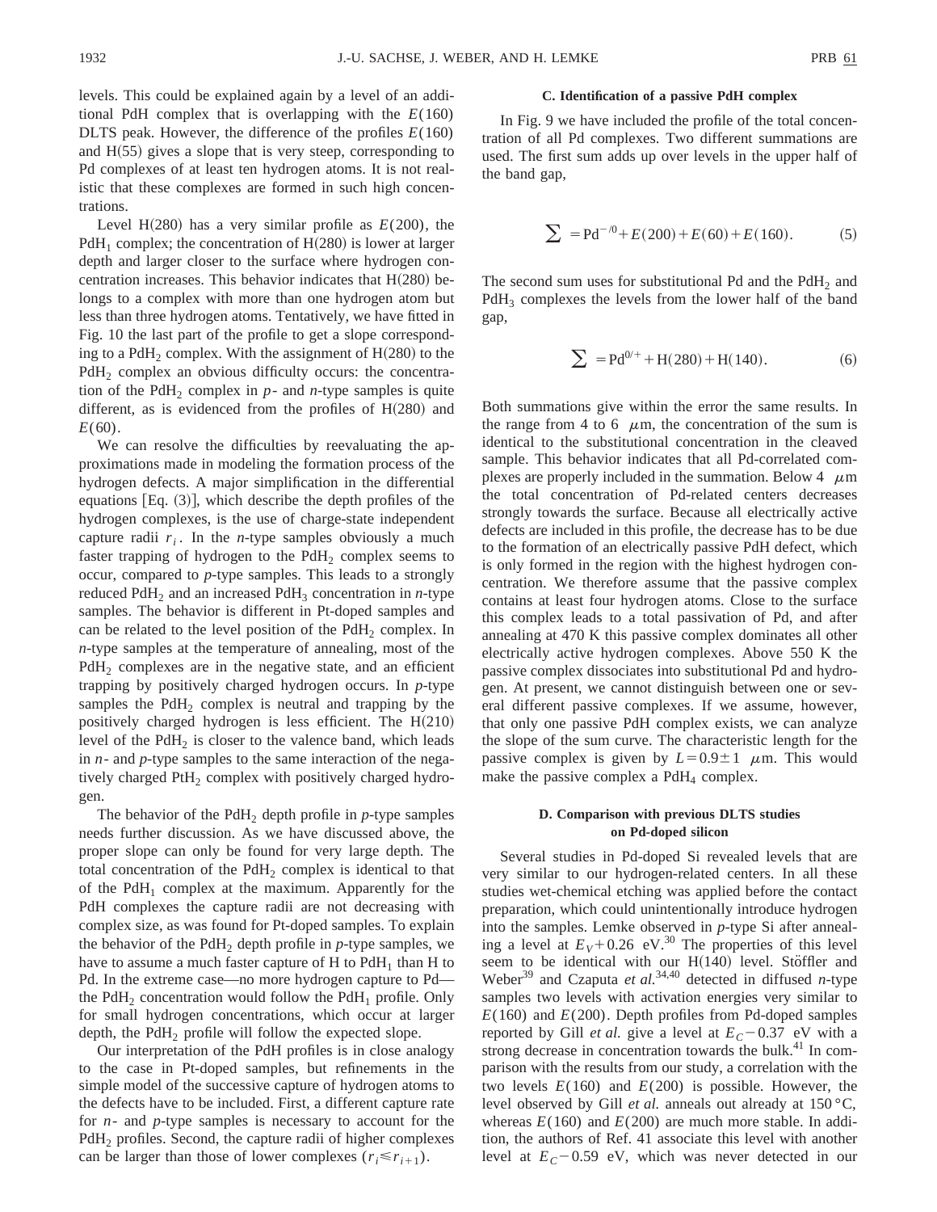levels. This could be explained again by a level of an additional PdH complex that is overlapping with the $E(160)$ DLTS peak. However, the difference of the profiles $E(160)$ and H(55) gives a slope that is very steep, corresponding to Pd complexes of at least ten hydrogen atoms. It is not realistic that these complexes are formed in such high concentrations.

Level H(280) has a very similar profile as $E(200)$, the $PdH_1$ complex; the concentration of H(280) is lower at larger depth and larger closer to the surface where hydrogen concentration increases. This behavior indicates that H(280) belongs to a complex with more than one hydrogen atom but less than three hydrogen atoms. Tentatively, we have fitted in Fig. 10 the last part of the profile to get a slope corresponding to a $PdH_2$ complex. With the assignment of H(280) to the $PdH_2$ complex an obvious difficulty occurs: the concentration of the $PdH_2$ complex in *p*- and *n*-type samples is quite different, as is evidenced from the profiles of H(280) and $E(60)$.

We can resolve the difficulties by reevaluating the approximations made in modeling the formation process of the hydrogen defects. A major simplification in the differential equations [Eq. (3)], which describe the depth profiles of the hydrogen complexes, is the use of charge-state independent capture radii $r_i$. In the *n*-type samples obviously a much faster trapping of hydrogen to the $PdH_2$ complex seems to occur, compared to *p*-type samples. This leads to a strongly reduced $PdH_2$ and an increased $PdH_3$ concentration in *n*-type samples. The behavior is different in Pt-doped samples and can be related to the level position of the $PdH_2$ complex. In *n*-type samples at the temperature of annealing, most of the $PdH_2$ complexes are in the negative state, and an efficient trapping by positively charged hydrogen occurs. In *p*-type samples the $PdH_2$ complex is neutral and trapping by the positively charged hydrogen is less efficient. The H(210) level of the $PdH_2$ is closer to the valence band, which leads in *n*- and *p*-type samples to the same interaction of the negatively charged $PtH_2$ complex with positively charged hydrogen.

The behavior of the $PdH_2$ depth profile in *p*-type samples needs further discussion. As we have discussed above, the proper slope can only be found for very large depth. The total concentration of the $PdH_2$ complex is identical to that of the $PdH_1$ complex at the maximum. Apparently for the PdH complexes the capture radii are not decreasing with complex size, as was found for Pt-doped samples. To explain the behavior of the $PdH_2$ depth profile in *p*-type samples, we have to assume a much faster capture of H to $PdH_1$ than H to Pd. In the extreme case—no more hydrogen capture to Pd—the $PdH_2$ concentration would follow the $PdH_1$ profile. Only for small hydrogen concentrations, which occur at larger depth, the $PdH_2$ profile will follow the expected slope.

Our interpretation of the PdH profiles is in close analogy to the case in Pt-doped samples, but refinements in the simple model of the successive capture of hydrogen atoms to the defects have to be included. First, a different capture rate for *n*- and *p*-type samples is necessary to account for the $PdH_2$ profiles. Second, the capture radii of higher complexes can be larger than those of lower complexes ($r_i \leqslant r_{i+1}$).

### C. Identification of a passive PdH complex

In Fig. 9 we have included the profile of the total concentration of all Pd complexes. Two different summations are used. The first sum adds up over levels in the upper half of the band gap,

$$\sum = \mathrm{Pd}^{-/0} + E(200) + E(60) + E(160). \tag{5}$$

The second sum uses for substitutional Pd and the $PdH_2$ and $PdH_3$ complexes the levels from the lower half of the band gap,

$$\sum = \mathrm{Pd}^{0/+} + \mathrm{H}(280) + \mathrm{H}(140). \tag{6}$$

Both summations give within the error the same results. In the range from 4 to 6 $\mu$m, the concentration of the sum is identical to the substitutional concentration in the cleaved sample. This behavior indicates that all Pd-correlated complexes are properly included in the summation. Below 4 $\mu$m the total concentration of Pd-related centers decreases strongly towards the surface. Because all electrically active defects are included in this profile, the decrease has to be due to the formation of an electrically passive PdH defect, which is only formed in the region with the highest hydrogen concentration. We therefore assume that the passive complex contains at least four hydrogen atoms. Close to the surface this complex leads to a total passivation of Pd, and after annealing at 470 K this passive complex dominates all other electrically active hydrogen complexes. Above 550 K the passive complex dissociates into substitutional Pd and hydrogen. At present, we cannot distinguish between one or several different passive complexes. If we assume, however, that only one passive PdH complex exists, we can analyze the slope of the sum curve. The characteristic length for the passive complex is given by $L = 0.9 \pm 1$ $\mu$m. This would make the passive complex a $PdH_4$ complex.

### D. Comparison with previous DLTS studies on Pd-doped silicon

Several studies in Pd-doped Si revealed levels that are very similar to our hydrogen-related centers. In all these studies wet-chemical etching was applied before the contact preparation, which could unintentionally introduce hydrogen into the samples. Lemke observed in *p*-type Si after annealing a level at $E_V + 0.26$ eV.[30] The properties of this level seem to be identical with our H(140) level. Stöffler and Weber[39] and Czaputa *et al.*[34,40] detected in diffused *n*-type samples two levels with activation energies very similar to $E(160)$ and $E(200)$. Depth profiles from Pd-doped samples reported by Gill *et al.* give a level at $E_C - 0.37$ eV with a strong decrease in concentration towards the bulk.[41] In comparison with the results from our study, a correlation with the two levels $E(160)$ and $E(200)$ is possible. However, the level observed by Gill *et al.* anneals out already at 150 °C, whereas $E(160)$ and $E(200)$ are much more stable. In addition, the authors of Ref. 41 associate this level with another level at $E_C - 0.59$ eV, which was never detected in our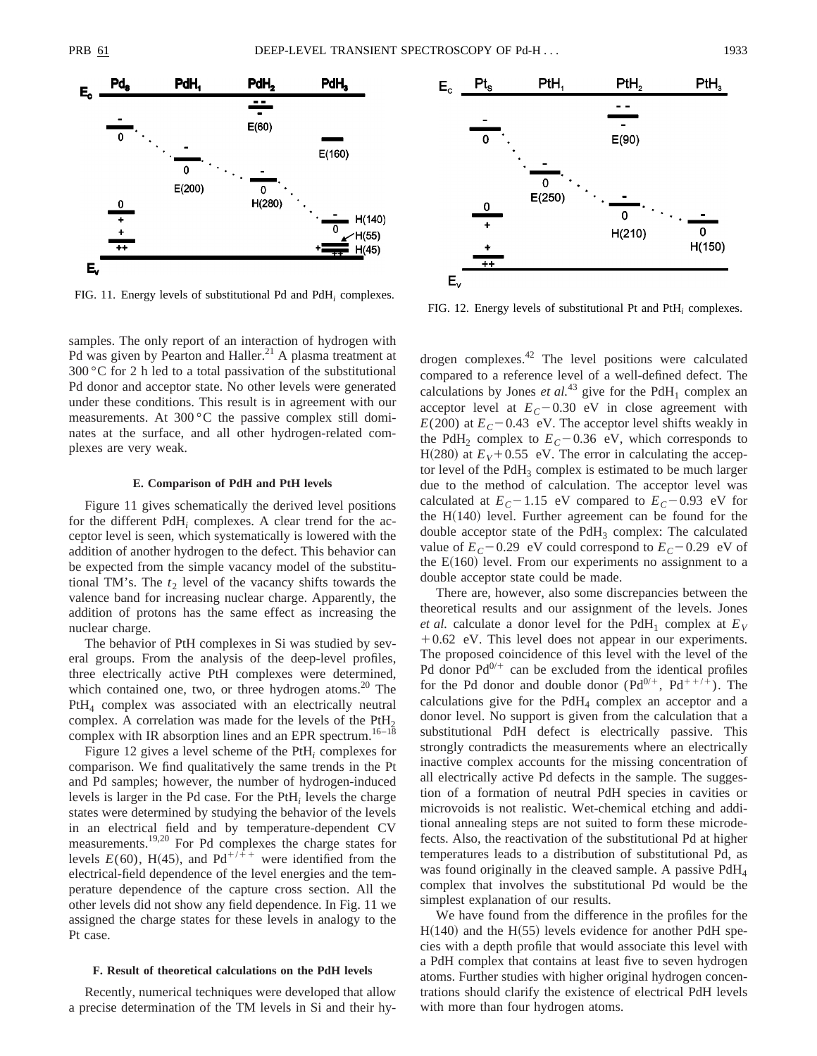FIG. 11. Energy levels of substitutional Pd and $PdH_i$ complexes.

FIG. 12. Energy levels of substitutional Pt and $PtH_i$ complexes.

samples. The only report of an interaction of hydrogen with Pd was given by Pearton and Haller.[21] A plasma treatment at 300 °C for 2 h led to a total passivation of the substitutional Pd donor and acceptor state. No other levels were generated under these conditions. This result is in agreement with our measurements. At 300 °C the passive complex still dominates at the surface, and all other hydrogen-related complexes are very weak.

### E. Comparison of PdH and PtH levels

Figure 11 gives schematically the derived level positions for the different $PdH_i$ complexes. A clear trend for the acceptor level is seen, which systematically is lowered with the addition of another hydrogen to the defect. This behavior can be expected from the simple vacancy model of the substitutional TM's. The $t_2$ level of the vacancy shifts towards the valence band for increasing nuclear charge. Apparently, the addition of protons has the same effect as increasing the nuclear charge.

The behavior of PtH complexes in Si was studied by several groups. From the analysis of the deep-level profiles, three electrically active PtH complexes were determined, which contained one, two, or three hydrogen atoms.[20] The $PtH_4$ complex was associated with an electrically neutral complex. A correlation was made for the levels of the $PtH_2$ complex with IR absorption lines and an EPR spectrum.[16–18]

Figure 12 gives a level scheme of the $PtH_i$ complexes for comparison. We find qualitatively the same trends in the Pt and Pd samples; however, the number of hydrogen-induced levels is larger in the Pd case. For the $PtH_i$ levels the charge states were determined by studying the behavior of the levels in an electrical field and by temperature-dependent CV measurements.[19,20] For Pd complexes the charge states for levels $E(60)$, H(45), and $Pd^{+/++}$ were identified from the electrical-field dependence of the level energies and the temperature dependence of the capture cross section. All the other levels did not show any field dependence. In Fig. 11 we assigned the charge states for these levels in analogy to the Pt case.

### F. Result of theoretical calculations on the PdH levels

Recently, numerical techniques were developed that allow a precise determination of the TM levels in Si and their hydrogen complexes.[42] The level positions were calculated compared to a reference level of a well-defined defect. The calculations by Jones *et al.*[43] give for the $PdH_1$ complex an acceptor level at $E_C-0.30$ eV in close agreement with $E(200)$ at $E_C-0.43$ eV. The acceptor level shifts weakly in the $PdH_2$ complex to $E_C-0.36$ eV, which corresponds to H(280) at $E_V+0.55$ eV. The error in calculating the acceptor level of the $PdH_3$ complex is estimated to be much larger due to the method of calculation. The acceptor level was calculated at $E_C-1.15$ eV compared to $E_C-0.93$ eV for the H(140) level. Further agreement can be found for the double acceptor state of the $PdH_3$ complex: The calculated value of $E_C-0.29$ eV could correspond to $E_C-0.29$ eV of the E(160) level. From our experiments no assignment to a double acceptor state could be made.

There are, however, also some discrepancies between the theoretical results and our assignment of the levels. Jones *et al.* calculate a donor level for the $PdH_1$ complex at $E_V+0.62$ eV. This level does not appear in our experiments. The proposed coincidence of this level with the level of the Pd donor $Pd^{0/+}$ can be excluded from the identical profiles for the Pd donor and double donor ($Pd^{0/+}$, $Pd^{++/+}$). The calculations give for the $PdH_4$ complex an acceptor and a donor level. No support is given from the calculation that a substitutional PdH defect is electrically passive. This strongly contradicts the measurements where an electrically inactive complex accounts for the missing concentration of all electrically active Pd defects in the sample. The suggestion of a formation of neutral PdH species in cavities or microvoids is not realistic. Wet-chemical etching and additional annealing steps are not suited to form these microdefects. Also, the reactivation of the substitutional Pd at higher temperatures leads to a distribution of substitutional Pd, as was found originally in the cleaved sample. A passive $PdH_4$ complex that involves the substitutional Pd would be the simplest explanation of our results.

We have found from the difference in the profiles for the H(140) and the H(55) levels evidence for another PdH species with a depth profile that would associate this level with a PdH complex that contains at least five to seven hydrogen atoms. Further studies with higher original hydrogen concentrations should clarify the existence of electrical PdH levels with more than four hydrogen atoms.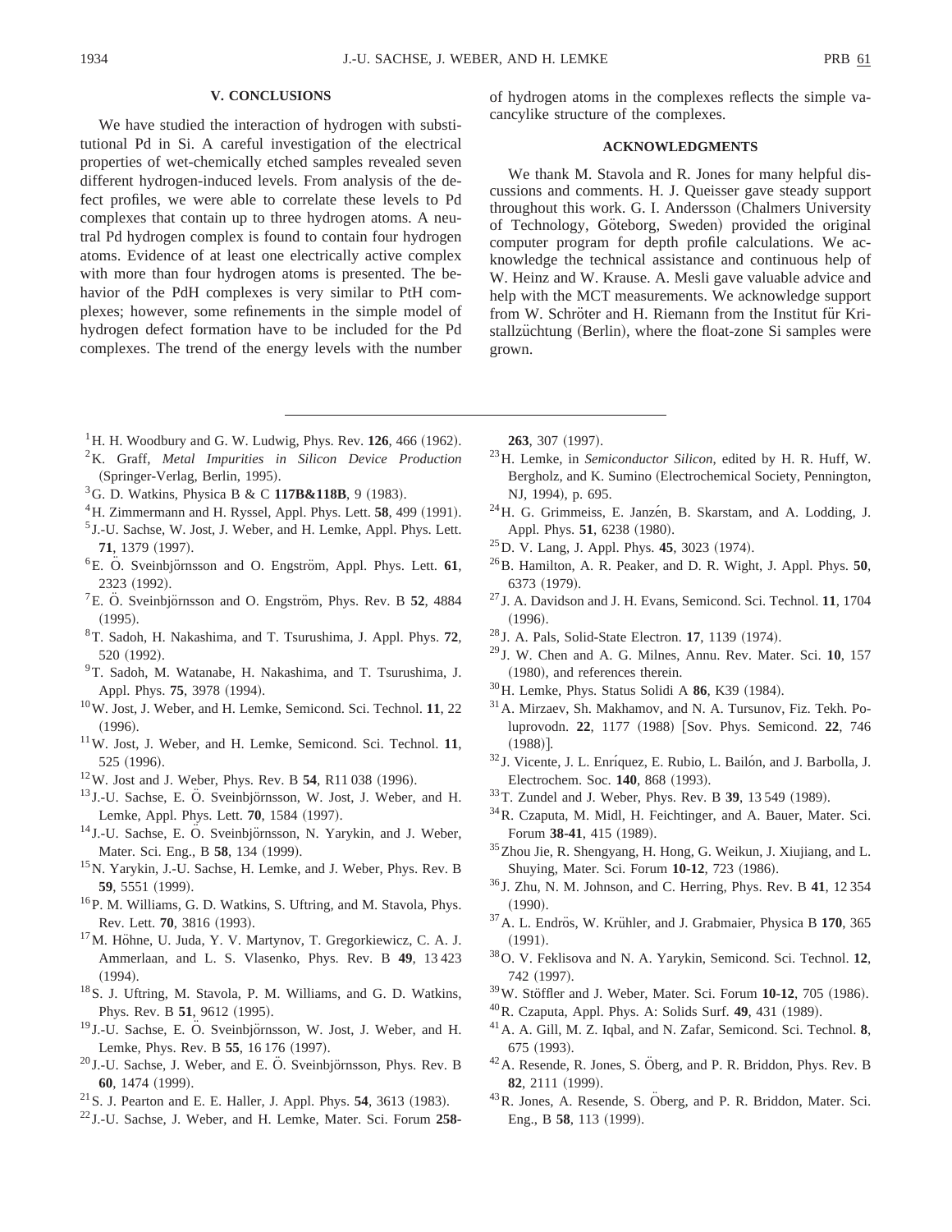## V. CONCLUSIONS

We have studied the interaction of hydrogen with substitutional Pd in Si. A careful investigation of the electrical properties of wet-chemically etched samples revealed seven different hydrogen-induced levels. From analysis of the defect profiles, we were able to correlate these levels to Pd complexes that contain up to three hydrogen atoms. A neutral Pd hydrogen complex is found to contain four hydrogen atoms. Evidence of at least one electrically active complex with more than four hydrogen atoms is presented. The behavior of the PdH complexes is very similar to PtH complexes; however, some refinements in the simple model of hydrogen defect formation have to be included for the Pd complexes. The trend of the energy levels with the number of hydrogen atoms in the complexes reflects the simple vacancylike structure of the complexes.

## ACKNOWLEDGMENTS

We thank M. Stavola and R. Jones for many helpful discussions and comments. H. J. Queisser gave steady support throughout this work. G. I. Andersson (Chalmers University of Technology, Göteborg, Sweden) provided the original computer program for depth profile calculations. We acknowledge the technical assistance and continuous help of W. Heinz and W. Krause. A. Mesli gave valuable advice and help with the MCT measurements. We acknowledge support from W. Schröter and H. Riemann from the Institut für Kristallzüchtung (Berlin), where the float-zone Si samples were grown.

---

[1] H. H. Woodbury and G. W. Ludwig, Phys. Rev. **126**, 466 (1962).

[2] K. Graff, *Metal Impurities in Silicon Device Production* (Springer-Verlag, Berlin, 1995).

[3] G. D. Watkins, Physica B & C **117B&118B**, 9 (1983).

[4] H. Zimmermann and H. Ryssel, Appl. Phys. Lett. **58**, 499 (1991).

[5] J.-U. Sachse, W. Jost, J. Weber, and H. Lemke, Appl. Phys. Lett. **71**, 1379 (1997).

[6] E. Ö. Sveinbjörnsson and O. Engström, Appl. Phys. Lett. **61**, 2323 (1992).

[7] E. Ö. Sveinbjörnsson and O. Engström, Phys. Rev. B **52**, 4884 (1995).

[8] T. Sadoh, H. Nakashima, and T. Tsurushima, J. Appl. Phys. **72**, 520 (1992).

[9] T. Sadoh, M. Watanabe, H. Nakashima, and T. Tsurushima, J. Appl. Phys. **75**, 3978 (1994).

[10] W. Jost, J. Weber, and H. Lemke, Semicond. Sci. Technol. **11**, 22 (1996).

[11] W. Jost, J. Weber, and H. Lemke, Semicond. Sci. Technol. **11**, 525 (1996).

[12] W. Jost and J. Weber, Phys. Rev. B **54**, R11 038 (1996).

[13] J.-U. Sachse, E. Ö. Sveinbjörnsson, W. Jost, J. Weber, and H. Lemke, Appl. Phys. Lett. **70**, 1584 (1997).

[14] J.-U. Sachse, E. Ö. Sveinbjörnsson, N. Yarykin, and J. Weber, Mater. Sci. Eng., B **58**, 134 (1999).

[15] N. Yarykin, J.-U. Sachse, H. Lemke, and J. Weber, Phys. Rev. B **59**, 5551 (1999).

[16] P. M. Williams, G. D. Watkins, S. Uftring, and M. Stavola, Phys. Rev. Lett. **70**, 3816 (1993).

[17] M. Höhne, U. Juda, Y. V. Martynov, T. Gregorkiewicz, C. A. J. Ammerlaan, and L. S. Vlasenko, Phys. Rev. B **49**, 13 423 (1994).

[18] S. J. Uftring, M. Stavola, P. M. Williams, and G. D. Watkins, Phys. Rev. B **51**, 9612 (1995).

[19] J.-U. Sachse, E. Ö. Sveinbjörnsson, W. Jost, J. Weber, and H. Lemke, Phys. Rev. B **55**, 16 176 (1997).

[20] J.-U. Sachse, J. Weber, and E. Ö. Sveinbjörnsson, Phys. Rev. B **60**, 1474 (1999).

[21] S. J. Pearton and E. E. Haller, J. Appl. Phys. **54**, 3613 (1983).

[22] J.-U. Sachse, J. Weber, and H. Lemke, Mater. Sci. Forum **258-263**, 307 (1997).

[23] H. Lemke, in *Semiconductor Silicon*, edited by H. R. Huff, W. Bergholz, and K. Sumino (Electrochemical Society, Pennington, NJ, 1994), p. 695.

[24] H. G. Grimmeiss, E. Janzén, B. Skarstam, and A. Lodding, J. Appl. Phys. **51**, 6238 (1980).

[25] D. V. Lang, J. Appl. Phys. **45**, 3023 (1974).

[26] B. Hamilton, A. R. Peaker, and D. R. Wight, J. Appl. Phys. **50**, 6373 (1979).

[27] J. A. Davidson and J. H. Evans, Semicond. Sci. Technol. **11**, 1704 (1996).

[28] J. A. Pals, Solid-State Electron. **17**, 1139 (1974).

[29] J. W. Chen and A. G. Milnes, Annu. Rev. Mater. Sci. **10**, 157 (1980), and references therein.

[30] H. Lemke, Phys. Status Solidi A **86**, K39 (1984).

[31] A. Mirzaev, Sh. Makhamov, and N. A. Tursunov, Fiz. Tekh. Poluprovodn. **22**, 1177 (1988) [Sov. Phys. Semicond. **22**, 746 (1988)].

[32] J. Vicente, J. L. Enríquez, E. Rubio, L. Bailón, and J. Barbolla, J. Electrochem. Soc. **140**, 868 (1993).

[33] T. Zundel and J. Weber, Phys. Rev. B **39**, 13 549 (1989).

[34] R. Czaputa, M. Midl, H. Feichtinger, and A. Bauer, Mater. Sci. Forum **38-41**, 415 (1989).

[35] Zhou Jie, R. Shengyang, H. Hong, G. Weikun, J. Xiujiang, and L. Shuying, Mater. Sci. Forum **10-12**, 723 (1986).

[36] J. Zhu, N. M. Johnson, and C. Herring, Phys. Rev. B **41**, 12 354 (1990).

[37] A. L. Endrös, W. Krühler, and J. Grabmaier, Physica B **170**, 365 (1991).

[38] O. V. Feklisova and N. A. Yarykin, Semicond. Sci. Technol. **12**, 742 (1997).

[39] W. Stöffler and J. Weber, Mater. Sci. Forum **10-12**, 705 (1986).

[40] R. Czaputa, Appl. Phys. A: Solids Surf. **49**, 431 (1989).

[41] A. A. Gill, M. Z. Iqbal, and N. Zafar, Semicond. Sci. Technol. **8**, 675 (1993).

[42] A. Resende, R. Jones, S. Öberg, and P. R. Briddon, Phys. Rev. B **82**, 2111 (1999).

[43] R. Jones, A. Resende, S. Öberg, and P. R. Briddon, Mater. Sci. Eng., B **58**, 113 (1999).